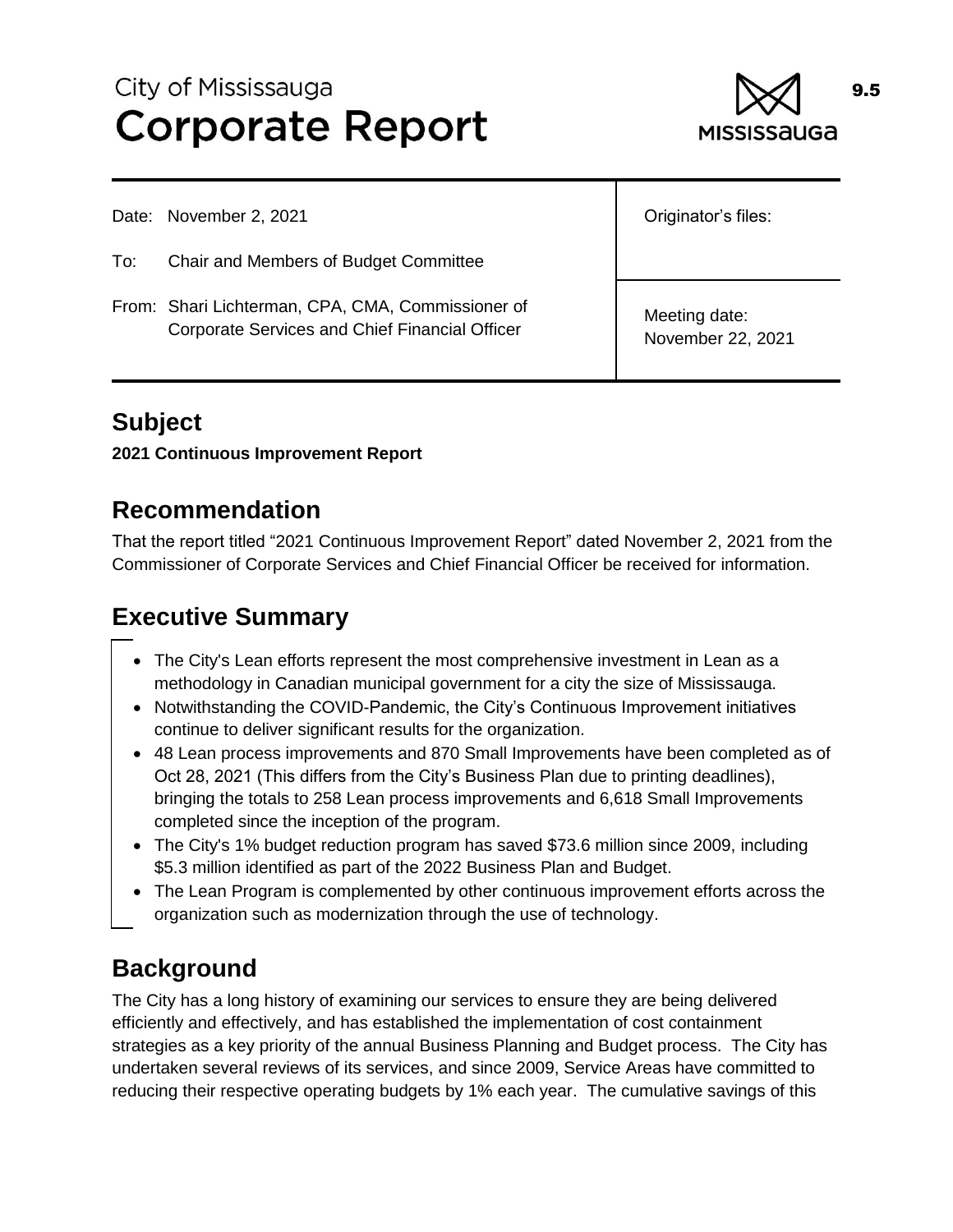# City of Mississauga
# Corporate Report

9.5

| Date: November 2, 2021 | Originator's files: |
| --- | --- |
| To: Chair and Members of Budget Committee | |
| From: Shari Lichterman, CPA, CMA, Commissioner of Corporate Services and Chief Financial Officer | Meeting date: November 22, 2021 |

## Subject

**2021 Continuous Improvement Report**

## Recommendation

That the report titled "2021 Continuous Improvement Report" dated November 2, 2021 from the Commissioner of Corporate Services and Chief Financial Officer be received for information.

## Executive Summary

- The City's Lean efforts represent the most comprehensive investment in Lean as a methodology in Canadian municipal government for a city the size of Mississauga.
- Notwithstanding the COVID-Pandemic, the City's Continuous Improvement initiatives continue to deliver significant results for the organization.
- 48 Lean process improvements and 870 Small Improvements have been completed as of Oct 28, 2021 (This differs from the City's Business Plan due to printing deadlines), bringing the totals to 258 Lean process improvements and 6,618 Small Improvements completed since the inception of the program.
- The City's 1% budget reduction program has saved $73.6 million since 2009, including $5.3 million identified as part of the 2022 Business Plan and Budget.
- The Lean Program is complemented by other continuous improvement efforts across the organization such as modernization through the use of technology.

## Background

The City has a long history of examining our services to ensure they are being delivered efficiently and effectively, and has established the implementation of cost containment strategies as a key priority of the annual Business Planning and Budget process. The City has undertaken several reviews of its services, and since 2009, Service Areas have committed to reducing their respective operating budgets by 1% each year. The cumulative savings of this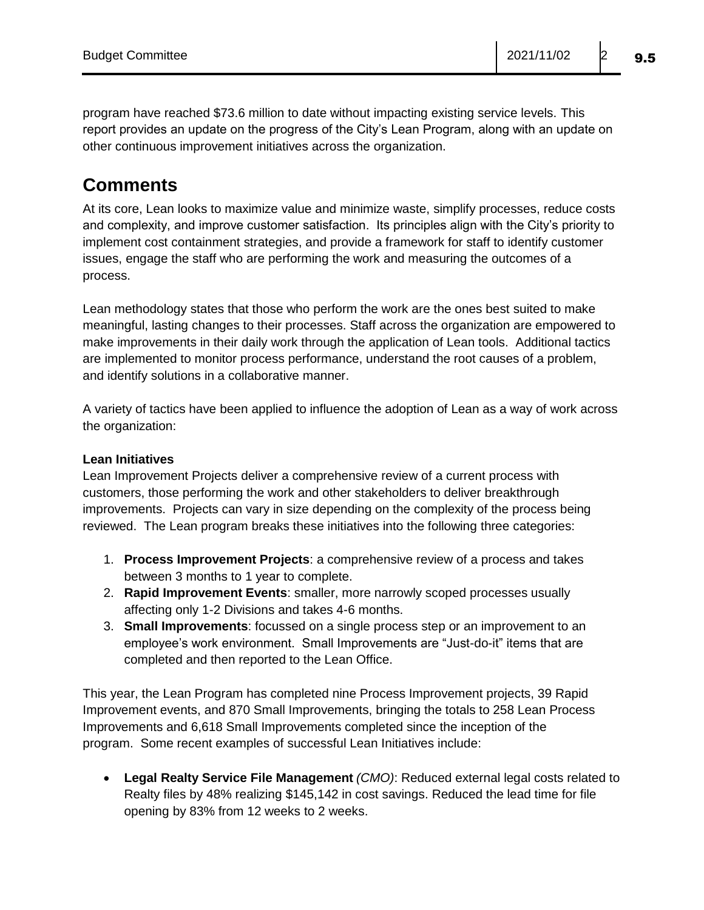program have reached $73.6 million to date without impacting existing service levels. This report provides an update on the progress of the City's Lean Program, along with an update on other continuous improvement initiatives across the organization.

# Comments

At its core, Lean looks to maximize value and minimize waste, simplify processes, reduce costs and complexity, and improve customer satisfaction. Its principles align with the City's priority to implement cost containment strategies, and provide a framework for staff to identify customer issues, engage the staff who are performing the work and measuring the outcomes of a process.

Lean methodology states that those who perform the work are the ones best suited to make meaningful, lasting changes to their processes. Staff across the organization are empowered to make improvements in their daily work through the application of Lean tools. Additional tactics are implemented to monitor process performance, understand the root causes of a problem, and identify solutions in a collaborative manner.

A variety of tactics have been applied to influence the adoption of Lean as a way of work across the organization:

**Lean Initiatives**

Lean Improvement Projects deliver a comprehensive review of a current process with customers, those performing the work and other stakeholders to deliver breakthrough improvements. Projects can vary in size depending on the complexity of the process being reviewed. The Lean program breaks these initiatives into the following three categories:

1. **Process Improvement Projects**: a comprehensive review of a process and takes between 3 months to 1 year to complete.
2. **Rapid Improvement Events**: smaller, more narrowly scoped processes usually affecting only 1-2 Divisions and takes 4-6 months.
3. **Small Improvements**: focussed on a single process step or an improvement to an employee's work environment. Small Improvements are "Just-do-it" items that are completed and then reported to the Lean Office.

This year, the Lean Program has completed nine Process Improvement projects, 39 Rapid Improvement events, and 870 Small Improvements, bringing the totals to 258 Lean Process Improvements and 6,618 Small Improvements completed since the inception of the program. Some recent examples of successful Lean Initiatives include:

- **Legal Realty Service File Management** *(CMO)*: Reduced external legal costs related to Realty files by 48% realizing $145,142 in cost savings. Reduced the lead time for file opening by 83% from 12 weeks to 2 weeks.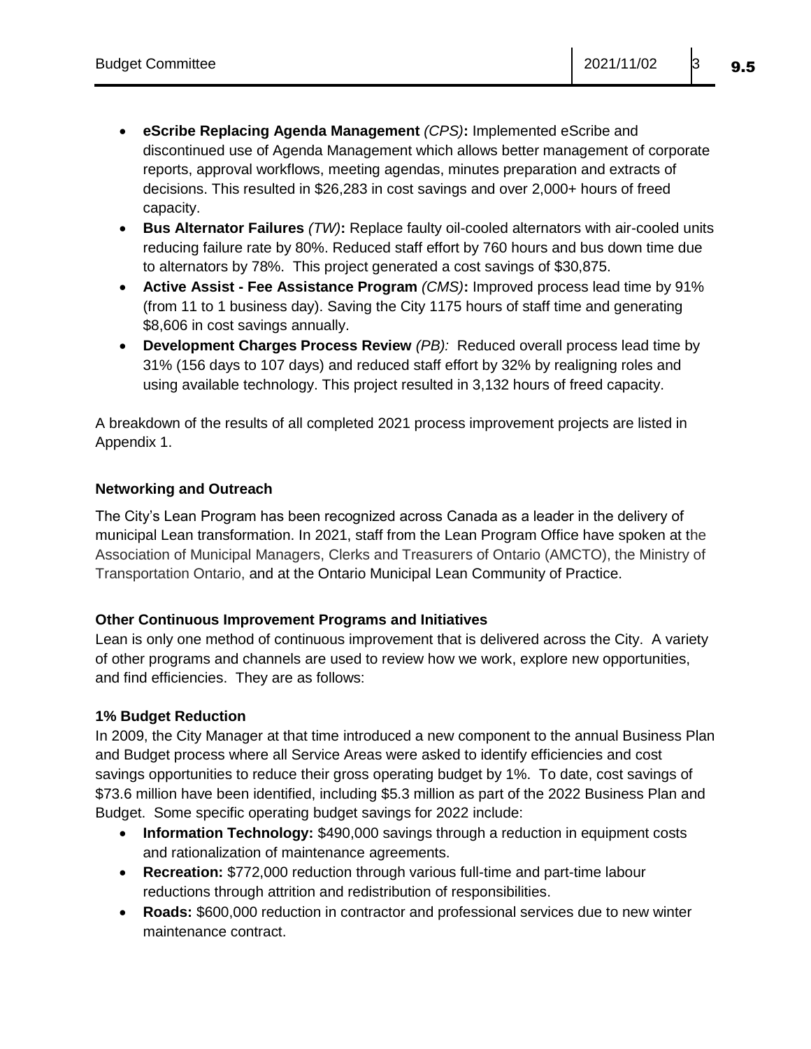- **eScribe Replacing Agenda Management** *(CPS)***:** Implemented eScribe and discontinued use of Agenda Management which allows better management of corporate reports, approval workflows, meeting agendas, minutes preparation and extracts of decisions. This resulted in $26,283 in cost savings and over 2,000+ hours of freed capacity.
- **Bus Alternator Failures** *(TW)***:** Replace faulty oil-cooled alternators with air-cooled units reducing failure rate by 80%. Reduced staff effort by 760 hours and bus down time due to alternators by 78%. This project generated a cost savings of $30,875.
- **Active Assist - Fee Assistance Program** *(CMS)***:** Improved process lead time by 91% (from 11 to 1 business day). Saving the City 1175 hours of staff time and generating $8,606 in cost savings annually.
- **Development Charges Process Review** *(PB):* Reduced overall process lead time by 31% (156 days to 107 days) and reduced staff effort by 32% by realigning roles and using available technology. This project resulted in 3,132 hours of freed capacity.

A breakdown of the results of all completed 2021 process improvement projects are listed in Appendix 1.

**Networking and Outreach**

The City's Lean Program has been recognized across Canada as a leader in the delivery of municipal Lean transformation. In 2021, staff from the Lean Program Office have spoken at the Association of Municipal Managers, Clerks and Treasurers of Ontario (AMCTO), the Ministry of Transportation Ontario, and at the Ontario Municipal Lean Community of Practice.

**Other Continuous Improvement Programs and Initiatives**

Lean is only one method of continuous improvement that is delivered across the City. A variety of other programs and channels are used to review how we work, explore new opportunities, and find efficiencies. They are as follows:

**1% Budget Reduction**

In 2009, the City Manager at that time introduced a new component to the annual Business Plan and Budget process where all Service Areas were asked to identify efficiencies and cost savings opportunities to reduce their gross operating budget by 1%. To date, cost savings of $73.6 million have been identified, including $5.3 million as part of the 2022 Business Plan and Budget. Some specific operating budget savings for 2022 include:

- **Information Technology:** $490,000 savings through a reduction in equipment costs and rationalization of maintenance agreements.
- **Recreation:** $772,000 reduction through various full-time and part-time labour reductions through attrition and redistribution of responsibilities.
- **Roads:** $600,000 reduction in contractor and professional services due to new winter maintenance contract.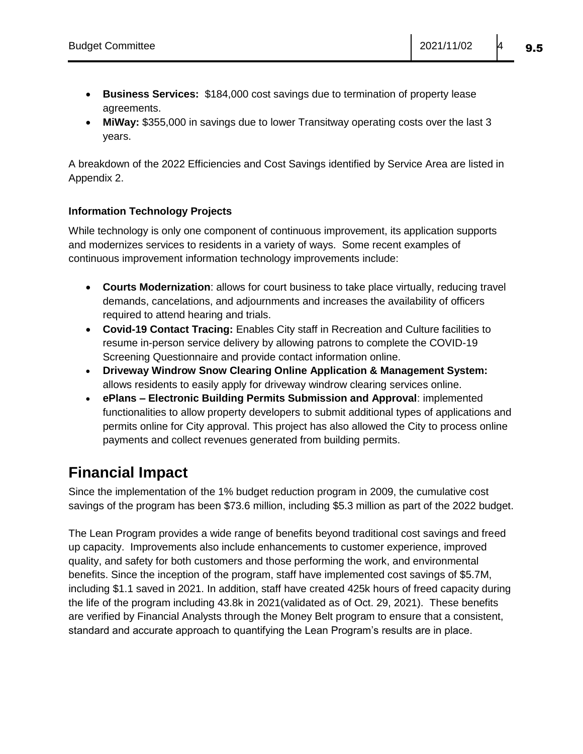- **Business Services:** $184,000 cost savings due to termination of property lease agreements.
- **MiWay:** $355,000 in savings due to lower Transitway operating costs over the last 3 years.

A breakdown of the 2022 Efficiencies and Cost Savings identified by Service Area are listed in Appendix 2.

**Information Technology Projects**

While technology is only one component of continuous improvement, its application supports and modernizes services to residents in a variety of ways. Some recent examples of continuous improvement information technology improvements include:

- **Courts Modernization**: allows for court business to take place virtually, reducing travel demands, cancelations, and adjournments and increases the availability of officers required to attend hearing and trials.
- **Covid-19 Contact Tracing:** Enables City staff in Recreation and Culture facilities to resume in-person service delivery by allowing patrons to complete the COVID-19 Screening Questionnaire and provide contact information online.
- **Driveway Windrow Snow Clearing Online Application & Management System:** allows residents to easily apply for driveway windrow clearing services online.
- **ePlans – Electronic Building Permits Submission and Approval**: implemented functionalities to allow property developers to submit additional types of applications and permits online for City approval. This project has also allowed the City to process online payments and collect revenues generated from building permits.

# Financial Impact

Since the implementation of the 1% budget reduction program in 2009, the cumulative cost savings of the program has been $73.6 million, including $5.3 million as part of the 2022 budget.

The Lean Program provides a wide range of benefits beyond traditional cost savings and freed up capacity. Improvements also include enhancements to customer experience, improved quality, and safety for both customers and those performing the work, and environmental benefits. Since the inception of the program, staff have implemented cost savings of $5.7M, including $1.1 saved in 2021. In addition, staff have created 425k hours of freed capacity during the life of the program including 43.8k in 2021(validated as of Oct. 29, 2021). These benefits are verified by Financial Analysts through the Money Belt program to ensure that a consistent, standard and accurate approach to quantifying the Lean Program's results are in place.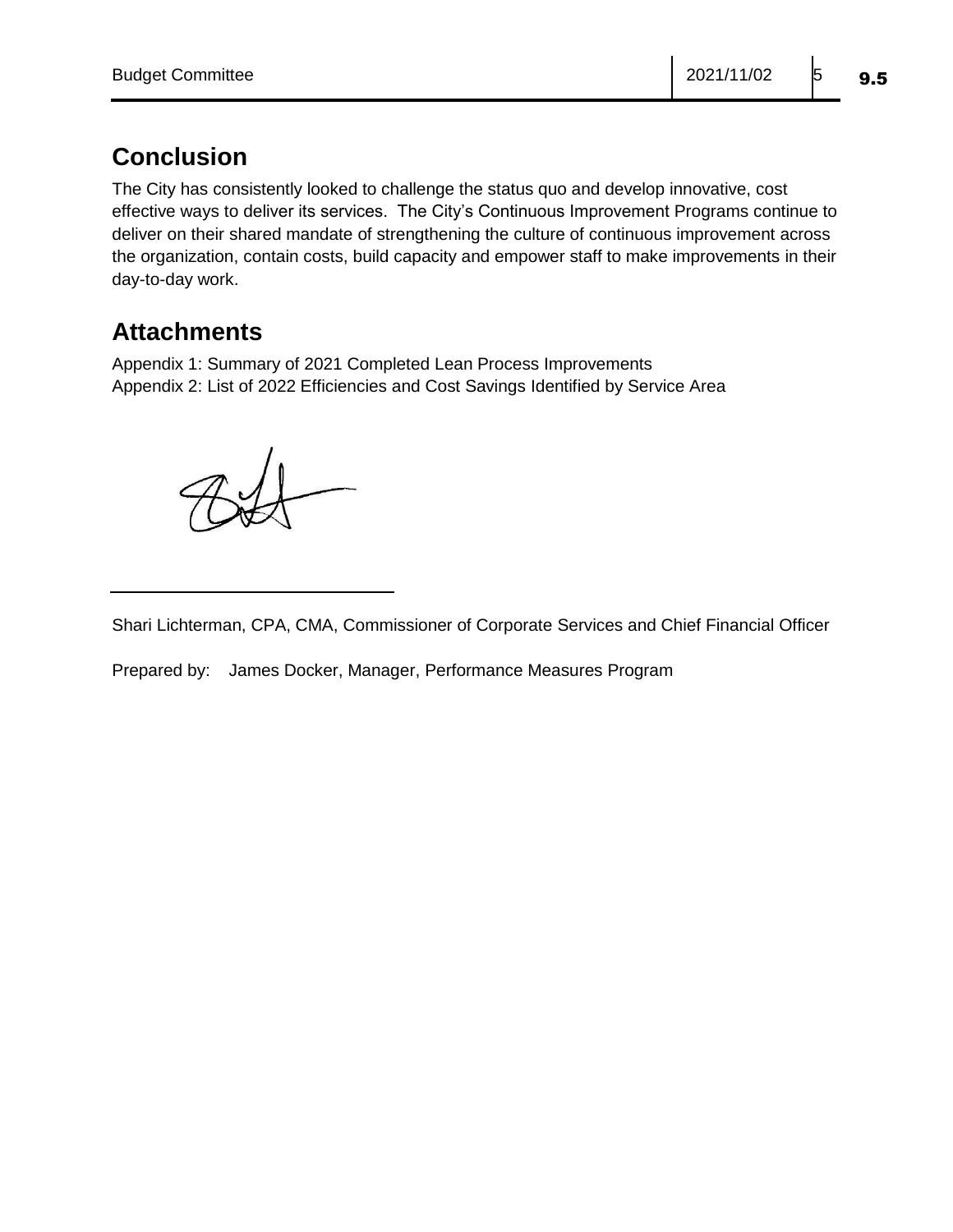## Conclusion

The City has consistently looked to challenge the status quo and develop innovative, cost effective ways to deliver its services. The City's Continuous Improvement Programs continue to deliver on their shared mandate of strengthening the culture of continuous improvement across the organization, contain costs, build capacity and empower staff to make improvements in their day-to-day work.

## Attachments

Appendix 1: Summary of 2021 Completed Lean Process Improvements
Appendix 2: List of 2022 Efficiencies and Cost Savings Identified by Service Area

Shari Lichterman, CPA, CMA, Commissioner of Corporate Services and Chief Financial Officer

Prepared by: James Docker, Manager, Performance Measures Program